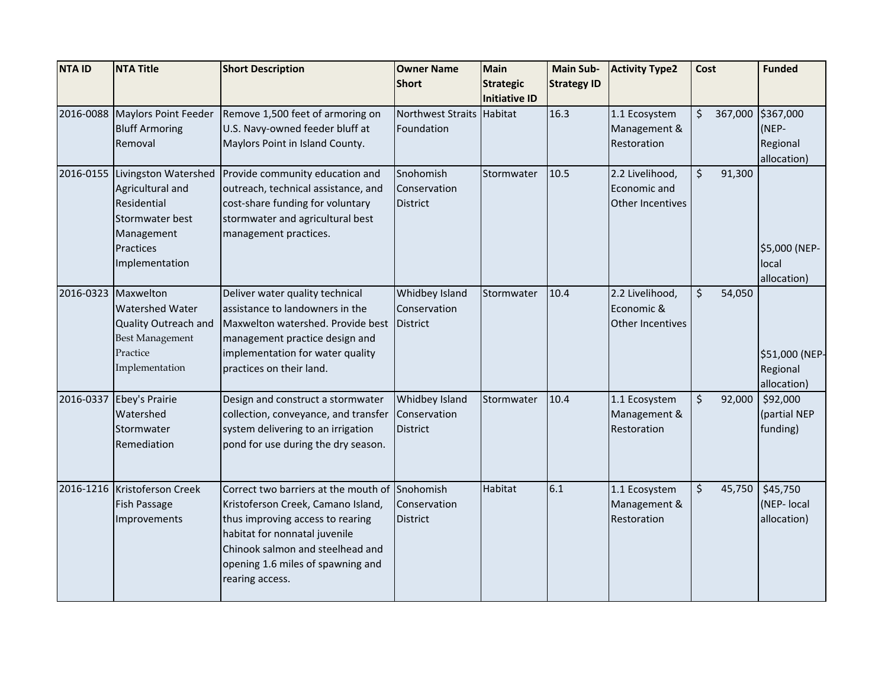| NTA ID | NTA Title | Short Description | Owner Name Short | Main Strategic Initiative ID | Main Sub-Strategy ID | Activity Type2 | Cost | Funded |
|---|---|---|---|---|---|---|---|---|
| 2016-0088 | Maylors Point Feeder Bluff Armoring Removal | Remove 1,500 feet of armoring on U.S. Navy-owned feeder bluff at Maylors Point in Island County. | Northwest Straits Foundation | Habitat | 16.3 | 1.1 Ecosystem Management & Restoration | $ 367,000 | $367,000 (NEP-Regional allocation) |
| 2016-0155 | Livingston Watershed Agricultural and Residential Stormwater best Management Practices Implementation | Provide community education and outreach, technical assistance, and cost-share funding for voluntary stormwater and agricultural best management practices. | Snohomish Conservation District | Stormwater | 10.5 | 2.2 Livelihood, Economic and Other Incentives | $ 91,300 | $5,000 (NEP-local allocation) |
| 2016-0323 | Maxwelton Watershed Water Quality Outreach and Best Management Practice Implementation | Deliver water quality technical assistance to landowners in the Maxwelton watershed. Provide best management practice design and implementation for water quality practices on their land. | Whidbey Island Conservation District | Stormwater | 10.4 | 2.2 Livelihood, Economic & Other Incentives | $ 54,050 | $51,000 (NEP-Regional allocation) |
| 2016-0337 | Ebey's Prairie Watershed Stormwater Remediation | Design and construct a stormwater collection, conveyance, and transfer system delivering to an irrigation pond for use during the dry season. | Whidbey Island Conservation District | Stormwater | 10.4 | 1.1 Ecosystem Management & Restoration | $ 92,000 | $92,000 (partial NEP funding) |
| 2016-1216 | Kristoferson Creek Fish Passage Improvements | Correct two barriers at the mouth of Kristoferson Creek, Camano Island, thus improving access to rearing habitat for nonnatal juvenile Chinook salmon and steelhead and opening 1.6 miles of spawning and rearing access. | Snohomish Conservation District | Habitat | 6.1 | 1.1 Ecosystem Management & Restoration | $ 45,750 | $45,750 (NEP- local allocation) |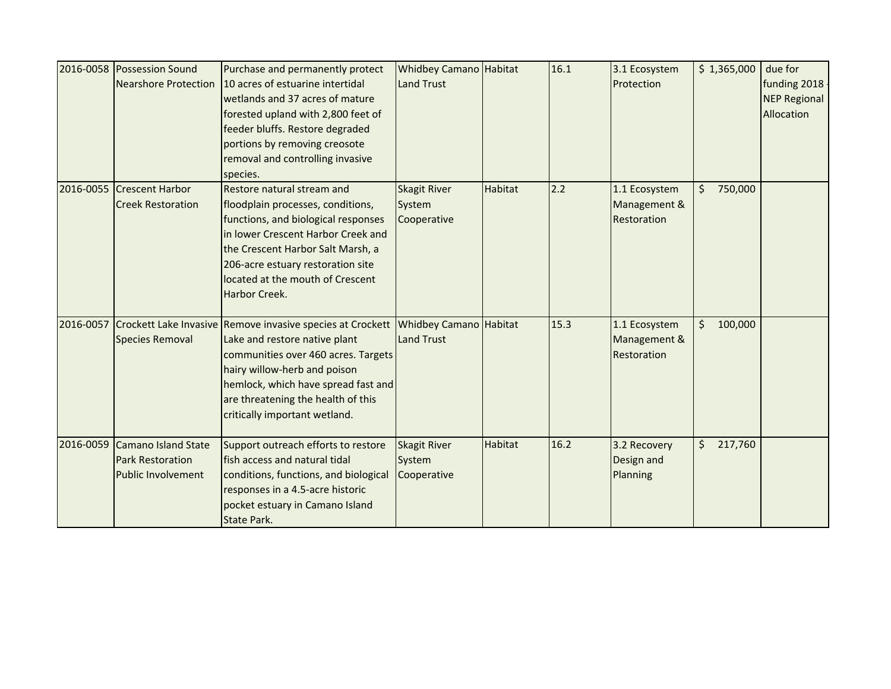| 2016-0058 | Possession Sound Nearshore Protection | Purchase and permanently protect 10 acres of estuarine intertidal wetlands and 37 acres of mature forested upland with 2,800 feet of feeder bluffs. Restore degraded portions by removing creosote removal and controlling invasive species. | Whidbey Camano Land Trust | Habitat | 16.1 | 3.1 Ecosystem Protection | $ 1,365,000 | due for funding 2018 - NEP Regional Allocation |
|---|---|---|---|---|---|---|---|---|
| 2016-0055 | Crescent Harbor Creek Restoration | Restore natural stream and floodplain processes, conditions, functions, and biological responses in lower Crescent Harbor Creek and the Crescent Harbor Salt Marsh, a 206-acre estuary restoration site located at the mouth of Crescent Harbor Creek. | Skagit River System Cooperative | Habitat | 2.2 | 1.1 Ecosystem Management & Restoration | $ 750,000 | |
| 2016-0057 | Crockett Lake Invasive Species Removal | Remove invasive species at Crockett Lake and restore native plant communities over 460 acres. Targets hairy willow-herb and poison hemlock, which have spread fast and are threatening the health of this critically important wetland. | Whidbey Camano Land Trust | Habitat | 15.3 | 1.1 Ecosystem Management & Restoration | $ 100,000 | |
| 2016-0059 | Camano Island State Park Restoration Public Involvement | Support outreach efforts to restore fish access and natural tidal conditions, functions, and biological responses in a 4.5-acre historic pocket estuary in Camano Island State Park. | Skagit River System Cooperative | Habitat | 16.2 | 3.2 Recovery Design and Planning | $ 217,760 | |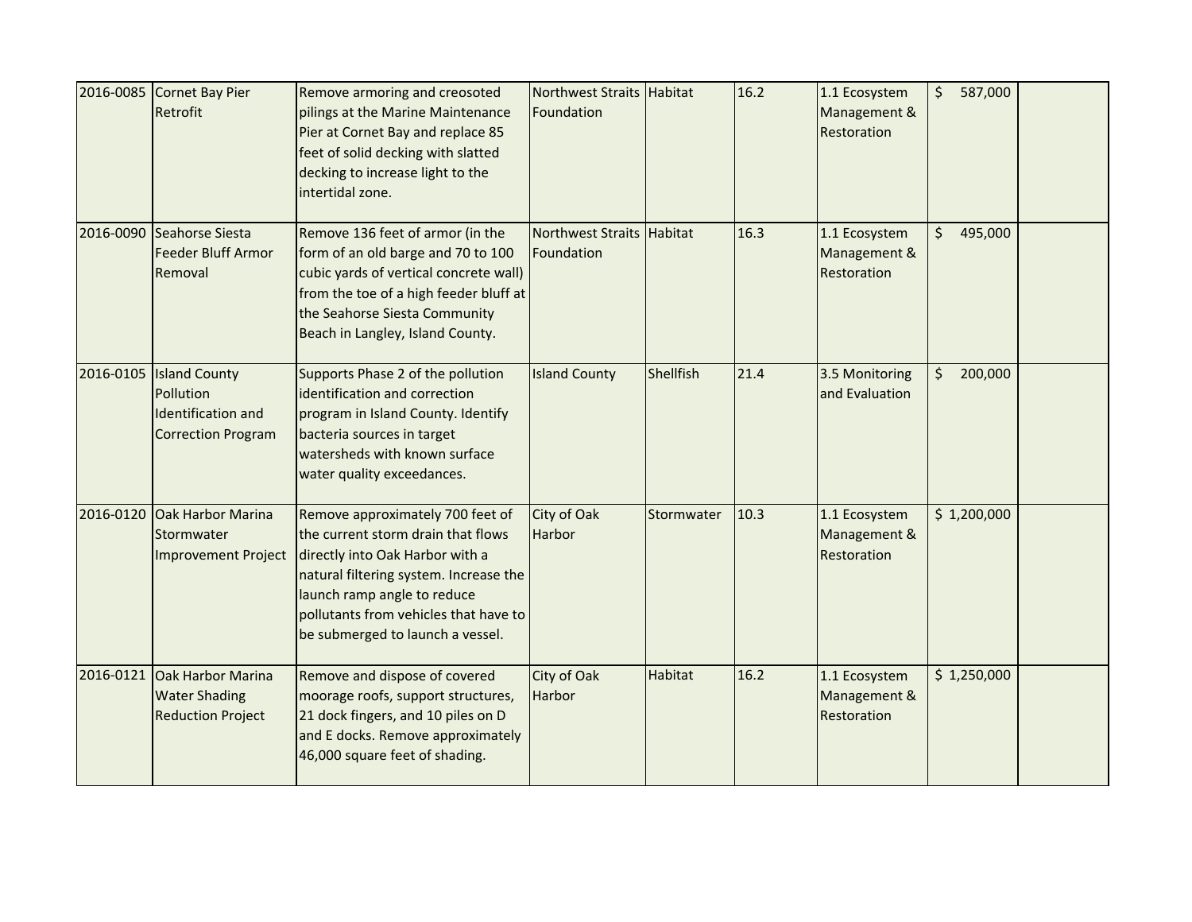| | | | | | | | | |
|---|---|---|---|---|---|---|---|---|
| 2016-0085 | Cornet Bay Pier Retrofit | Remove armoring and creosoted pilings at the Marine Maintenance Pier at Cornet Bay and replace 85 feet of solid decking with slatted decking to increase light to the intertidal zone. | Northwest Straits Foundation | Habitat | 16.2 | 1.1 Ecosystem Management & Restoration | $ 587,000 | |
| 2016-0090 | Seahorse Siesta Feeder Bluff Armor Removal | Remove 136 feet of armor (in the form of an old barge and 70 to 100 cubic yards of vertical concrete wall) from the toe of a high feeder bluff at the Seahorse Siesta Community Beach in Langley, Island County. | Northwest Straits Foundation | Habitat | 16.3 | 1.1 Ecosystem Management & Restoration | $ 495,000 | |
| 2016-0105 | Island County Pollution Identification and Correction Program | Supports Phase 2 of the pollution identification and correction program in Island County. Identify bacteria sources in target watersheds with known surface water quality exceedances. | Island County | Shellfish | 21.4 | 3.5 Monitoring and Evaluation | $ 200,000 | |
| 2016-0120 | Oak Harbor Marina Stormwater Improvement Project | Remove approximately 700 feet of the current storm drain that flows directly into Oak Harbor with a natural filtering system. Increase the launch ramp angle to reduce pollutants from vehicles that have to be submerged to launch a vessel. | City of Oak Harbor | Stormwater | 10.3 | 1.1 Ecosystem Management & Restoration | $ 1,200,000 | |
| 2016-0121 | Oak Harbor Marina Water Shading Reduction Project | Remove and dispose of covered moorage roofs, support structures, 21 dock fingers, and 10 piles on D and E docks. Remove approximately 46,000 square feet of shading. | City of Oak Harbor | Habitat | 16.2 | 1.1 Ecosystem Management & Restoration | $ 1,250,000 | |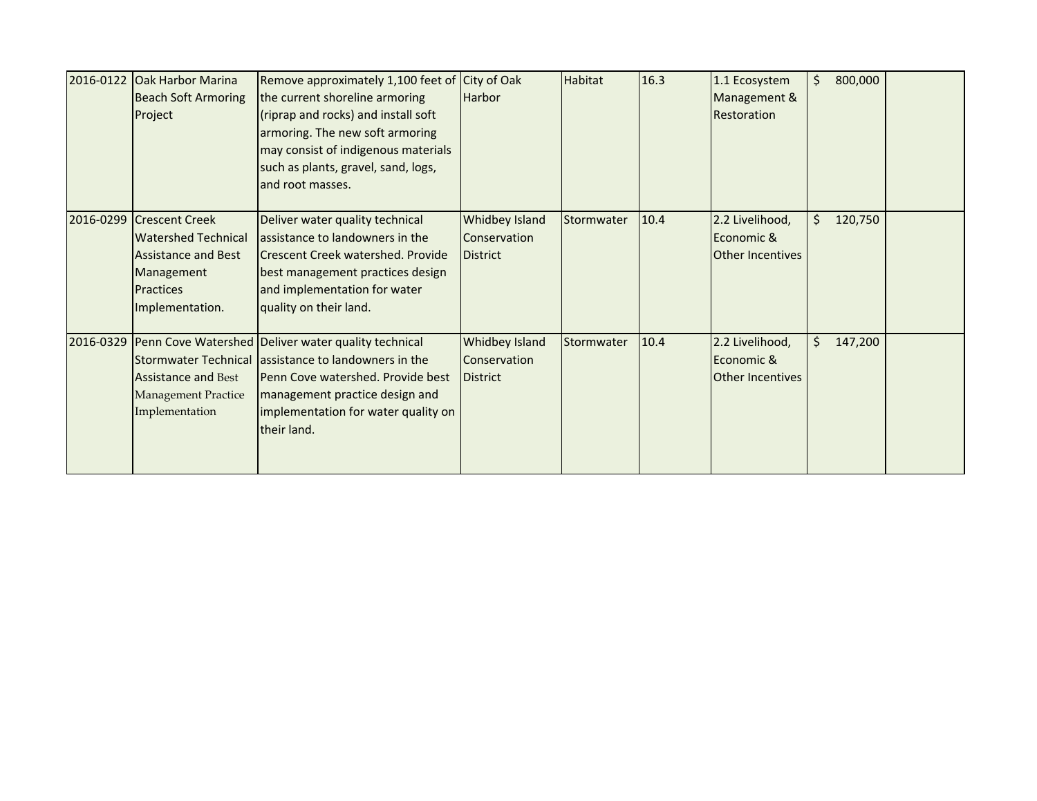| | | | | | | | | |
|---|---|---|---|---|---|---|---|---|
| 2016-0122 | Oak Harbor Marina Beach Soft Armoring Project | Remove approximately 1,100 feet of the current shoreline armoring (riprap and rocks) and install soft armoring. The new soft armoring may consist of indigenous materials such as plants, gravel, sand, logs, and root masses. | City of Oak Harbor | Habitat | 16.3 | 1.1 Ecosystem Management & Restoration | $ 800,000 | |
| 2016-0299 | Crescent Creek Watershed Technical Assistance and Best Management Practices Implementation. | Deliver water quality technical assistance to landowners in the Crescent Creek watershed. Provide best management practices design and implementation for water quality on their land. | Whidbey Island Conservation District | Stormwater | 10.4 | 2.2 Livelihood, Economic & Other Incentives | $ 120,750 | |
| 2016-0329 | Penn Cove Watershed Stormwater Technical Assistance and Best Management Practice Implementation | Deliver water quality technical assistance to landowners in the Penn Cove watershed. Provide best management practice design and implementation for water quality on their land. | Whidbey Island Conservation District | Stormwater | 10.4 | 2.2 Livelihood, Economic & Other Incentives | $ 147,200 | |